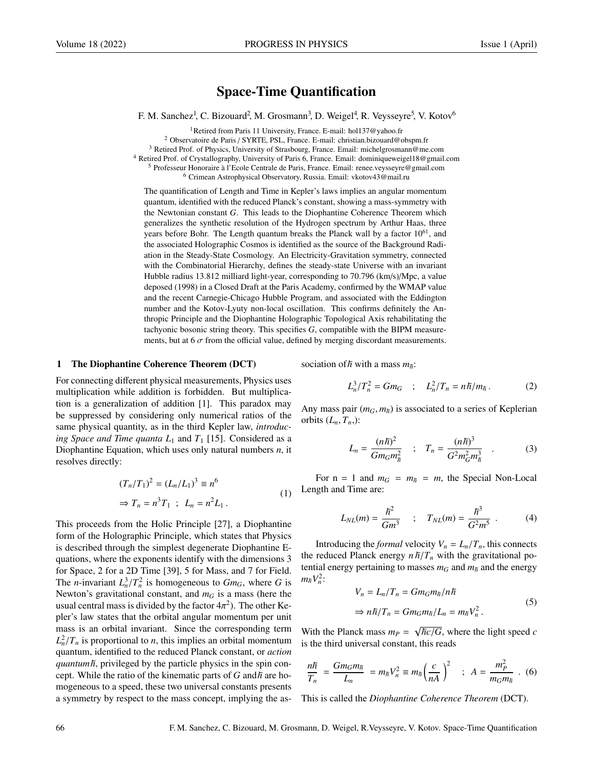# Space-Time Quantification

F. M. Sanchez[1], C. Bizouard[2], M. Grosmann[3], D. Weigel[4], R. Veysseyre[5], V. Kotov[6]

[1]Retired from Paris 11 University, France. E-mail: hol137@yahoo.fr

[2] Observatoire de Paris / SYRTE, PSL, France. E-mail: christian.bizouard@obspm.fr

[3] Retired Prof. of Physics, University of Strasbourg, France. Email: michelgrosmann@me.com

[4] Retired Prof. of Crystallography, University of Paris 6, France. Email: dominiqueweigel18@gmail.com

[5] Professeur Honoraire à l'Ecole Centrale de Paris, France. Email: renee.veysseyre@gmail.com

[6] Crimean Astrophysical Observatory, Russia. Email: vkotov43@mail.ru

The quantification of Length and Time in Kepler's laws implies an angular momentum quantum, identified with the reduced Planck's constant, showing a mass-symmetry with the Newtonian constant $G$. This leads to the Diophantine Coherence Theorem which generalizes the synthetic resolution of the Hydrogen spectrum by Arthur Haas, three years before Bohr. The Length quantum breaks the Planck wall by a factor $10^{61}$, and the associated Holographic Cosmos is identified as the source of the Background Radiation in the Steady-State Cosmology. An Electricity-Gravitation symmetry, connected with the Combinatorial Hierarchy, defines the steady-state Universe with an invariant Hubble radius 13.812 milliard light-year, corresponding to 70.796 (km/s)/Mpc, a value deposed (1998) in a Closed Draft at the Paris Academy, confirmed by the WMAP value and the recent Carnegie-Chicago Hubble Program, and associated with the Eddington number and the Kotov-Lyuty non-local oscillation. This confirms definitely the Anthropic Principle and the Diophantine Holographic Topological Axis rehabilitating the tachyonic bosonic string theory. This specifies $G$, compatible with the BIPM measurements, but at 6 $\sigma$ from the official value, defined by merging discordant measurements.

## 1 The Diophantine Coherence Theorem (DCT)

For connecting different physical measurements, Physics uses multiplication while addition is forbidden. But multiplication is a generalization of addition [1]. This paradox may be suppressed by considering only numerical ratios of the same physical quantity, as in the third Kepler law, *introducing Space and Time quanta* $L_1$ and $T_1$ [15]. Considered as a Diophantine Equation, which uses only natural numbers $n$, it resolves directly:

$$
\begin{aligned}
&(T_n/T_1)^2 = (L_n/L_1)^3 \equiv n^6 \\
&\Rightarrow T_n = n^3 T_1 \;\; ; \;\; L_n = n^2 L_1 \,.
\end{aligned}
\tag{1}
$$

This proceeds from the Holic Principle [27], a Diophantine form of the Holographic Principle, which states that Physics is described through the simplest degenerate Diophantine Equations, where the exponents identify with the dimensions 3 for Space, 2 for a 2D Time [39], 5 for Mass, and 7 for Field. The $n$-invariant $L_n^3/T_n^2$ is homogeneous to $Gm_G$, where $G$ is Newton's gravitational constant, and $m_G$ is a mass (here the usual central mass is divided by the factor $4\pi^2$). The other Kepler's law states that the orbital angular momentum per unit mass is an orbital invariant. Since the corresponding term $L_n^2/T_n$ is proportional to $n$, this implies an orbital momentum quantum, identified to the reduced Planck constant, or *action quantum* $\hbar$, privileged by the particle physics in the spin concept. While the ratio of the kinematic parts of $G$ and $\hbar$ are homogeneous to a speed, these two universal constants presents a symmetry by respect to the mass concept, implying the association of $\hbar$ with a mass $m_\hbar$:

$$
L_n^3/T_n^2 = Gm_G \quad ; \quad L_n^2/T_n = n\hbar/m_\hbar \,. \tag{2}
$$

Any mass pair $(m_G, m_\hbar)$ is associated to a series of Keplerian orbits $(L_n, T_n,)$:

$$
L_n = \frac{(n\hbar)^2}{Gm_G m_\hbar^2} \quad ; \quad T_n = \frac{(n\hbar)^3}{G^2 m_G^2 m_\hbar^3} \quad . \tag{3}
$$

For n = 1 and $m_G = m_\hbar = m$, the Special Non-Local Length and Time are:

$$
L_{NL}(m) = \frac{\hbar^2}{Gm^3} \quad ; \quad T_{NL}(m) = \frac{\hbar^3}{G^2 m^5} \,. \tag{4}
$$

Introducing the *formal* velocity $V_n = L_n/T_n$, this connects the reduced Planck energy $n\hbar/T_n$ with the gravitational potential energy pertaining to masses $m_G$ and $m_\hbar$ and the energy $m_\hbar V_n^2$:

$$
\begin{aligned}
&V_n = L_n/T_n = Gm_G m_\hbar/n\hbar \\
&\Rightarrow n\hbar/T_n = Gm_G m_\hbar/L_n = m_\hbar V_n^2 \,.
\end{aligned}
\tag{5}
$$

With the Planck mass $m_P = \sqrt{\hbar c/G}$, where the light speed $c$ is the third universal constant, this reads

$$
\frac{n\hbar}{T_n} = \frac{Gm_G m_\hbar}{L_n} = m_\hbar V_n^2 \equiv m_\hbar \left(\frac{c}{nA}\right)^2 \quad ; \quad A = \frac{m_P^2}{m_G m_\hbar} \,. \tag{6}
$$

This is called the *Diophantine Coherence Theorem* (DCT).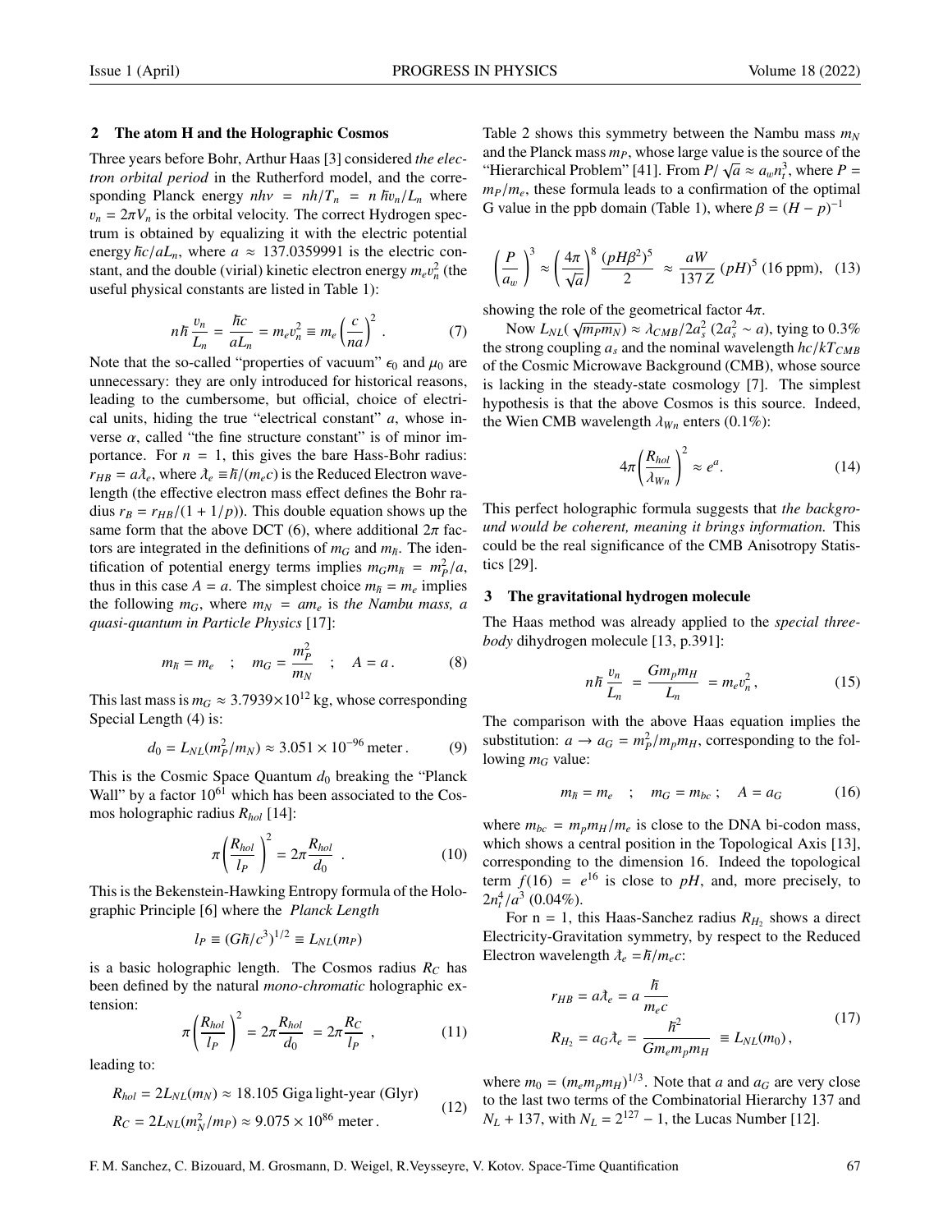## 2 The atom H and the Holographic Cosmos

Three years before Bohr, Arthur Haas [3] considered *the electron orbital period* in the Rutherford model, and the corresponding Planck energy $nh\nu = nh/T_n = n\,\hbar v_n/L_n$ where $v_n = 2\pi V_n$ is the orbital velocity. The correct Hydrogen spectrum is obtained by equalizing it with the electric potential energy $\hbar c/aL_n$, where $a \approx 137.0359991$ is the electric constant, and the double (virial) kinetic electron energy $m_e v_n^2$ (the useful physical constants are listed in Table 1):

$$n\hbar \frac{v_n}{L_n} = \frac{\hbar c}{aL_n} = m_e v_n^2 \equiv m_e \left(\frac{c}{na}\right)^2 . \tag{7}$$

Note that the so-called "properties of vacuum" $\epsilon_0$ and $\mu_0$ are unnecessary: they are only introduced for historical reasons, leading to the cumbersome, but official, choice of electrical units, hiding the true "electrical constant" $a$, whose inverse $\alpha$, called "the fine structure constant" is of minor importance. For $n = 1$, this gives the bare Hass-Bohr radius: $r_{HB} = a\lambda\!\!\!^{-}_e$, where $\lambda\!\!\!^{-}_e \equiv \hbar/(m_e c)$ is the Reduced Electron wavelength (the effective electron mass effect defines the Bohr radius $r_B = r_{HB}/(1 + 1/p)$). This double equation shows up the same form that the above DCT (6), where additional $2\pi$ factors are integrated in the definitions of $m_G$ and $m_\hbar$. The identification of potential energy terms implies $m_G m_\hbar = m_P^2/a$, thus in this case $A = a$. The simplest choice $m_\hbar = m_e$ implies the following $m_G$, where $m_N = am_e$ is *the Nambu mass, a quasi-quantum in Particle Physics* [17]:

$$m_\hbar = m_e \quad ; \quad m_G = \frac{m_P^2}{m_N} \quad ; \quad A = a\,. \tag{8}$$

This last mass is $m_G \approx 3.7939{\times}10^{12}$ kg, whose corresponding Special Length (4) is:

$$d_0 = L_{NL}(m_P^2/m_N) \approx 3.051 \times 10^{-96}\,\text{meter}\,. \tag{9}$$

This is the Cosmic Space Quantum $d_0$ breaking the "Planck Wall" by a factor $10^{61}$ which has been associated to the Cosmos holographic radius $R_{hol}$ [14]:

$$\pi\left(\frac{R_{hol}}{l_P}\right)^2 = 2\pi\frac{R_{hol}}{d_0} \ . \tag{10}$$

This is the Bekenstein-Hawking Entropy formula of the Holographic Principle [6] where the *Planck Length*

$$l_P \equiv (G\hbar/c^3)^{1/2} \equiv L_{NL}(m_P)$$

is a basic holographic length. The Cosmos radius $R_C$ has been defined by the natural *mono-chromatic* holographic extension:

$$\pi\left(\frac{R_{hol}}{l_P}\right)^2 = 2\pi\frac{R_{hol}}{d_0} = 2\pi\frac{R_C}{l_P} \ , \tag{11}$$

leading to:

$$\begin{aligned} R_{hol} &= 2L_{NL}(m_N) \approx 18.105\ \text{Giga light-year (Glyr)} \\ R_C &= 2L_{NL}(m_N^2/m_P) \approx 9.075 \times 10^{86}\ \text{meter}\,. \end{aligned} \tag{12}$$

Table 2 shows this symmetry between the Nambu mass $m_N$ and the Planck mass $m_P$, whose large value is the source of the "Hierarchical Problem" [41]. From $P/\sqrt{a} \approx a_w n_t^3$, where $P = m_P/m_e$, these formula leads to a confirmation of the optimal G value in the ppb domain (Table 1), where $\beta = (H - p)^{-1}$

$$\left(\frac{P}{a_w}\right)^3 \approx \left(\frac{4\pi}{\sqrt{a}}\right)^8 \frac{(pH\beta^2)^5}{2} \;\approx\; \frac{aW}{137\,Z}\,(pH)^5\ (16\ \text{ppm}), \tag{13}$$

showing the role of the geometrical factor $4\pi$.

Now $L_{NL}(\sqrt{m_P m_N}) \approx \lambda_{CMB}/2a_s^2$ ($2a_s^2 \sim a$), tying to 0.3% the strong coupling $a_s$ and the nominal wavelength $hc/kT_{CMB}$ of the Cosmic Microwave Background (CMB), whose source is lacking in the steady-state cosmology [7]. The simplest hypothesis is that the above Cosmos is this source. Indeed, the Wien CMB wavelength $\lambda_{Wn}$ enters (0.1%):

$$4\pi\left(\frac{R_{hol}}{\lambda_{Wn}}\right)^2 \approx e^a. \tag{14}$$

This perfect holographic formula suggests that *the background would be coherent, meaning it brings information.* This could be the real significance of the CMB Anisotropy Statistics [29].

## 3 The gravitational hydrogen molecule

The Haas method was already applied to the *special three-body* dihydrogen molecule [13, p.391]:

$$n\hbar\,\frac{v_n}{L_n} = \frac{Gm_p m_H}{L_n} = m_e v_n^2\,, \tag{15}$$

The comparison with the above Haas equation implies the substitution: $a \to a_G = m_P^2/m_p m_H$, corresponding to the following $m_G$ value:

$$m_\hbar = m_e \quad ; \quad m_G = m_{bc}\ ; \quad A = a_G \tag{16}$$

where $m_{bc} = m_p m_H/m_e$ is close to the DNA bi-codon mass, which shows a central position in the Topological Axis [13], corresponding to the dimension 16. Indeed the topological term $f(16) = e^{16}$ is close to $pH$, and, more precisely, to $2n_t^4/a^3$ (0.04%).

For n = 1, this Haas-Sanchez radius $R_{H_2}$ shows a direct Electricity-Gravitation symmetry, by respect to the Reduced Electron wavelength $\lambda\!\!\!^{-}_e = \hbar/m_e c$:

$$\begin{aligned} r_{HB} &= a\lambda\!\!\!^{-}_e = a\,\frac{\hbar}{m_e c} \\ R_{H_2} &= a_G\lambda\!\!\!^{-}_e = \frac{\hbar^2}{Gm_e m_p m_H} \equiv L_{NL}(m_0)\,, \end{aligned} \tag{17}$$

where $m_0 = (m_e m_p m_H)^{1/3}$. Note that $a$ and $a_G$ are very close to the last two terms of the Combinatorial Hierarchy 137 and $N_L + 137$, with $N_L = 2^{127} - 1$, the Lucas Number [12].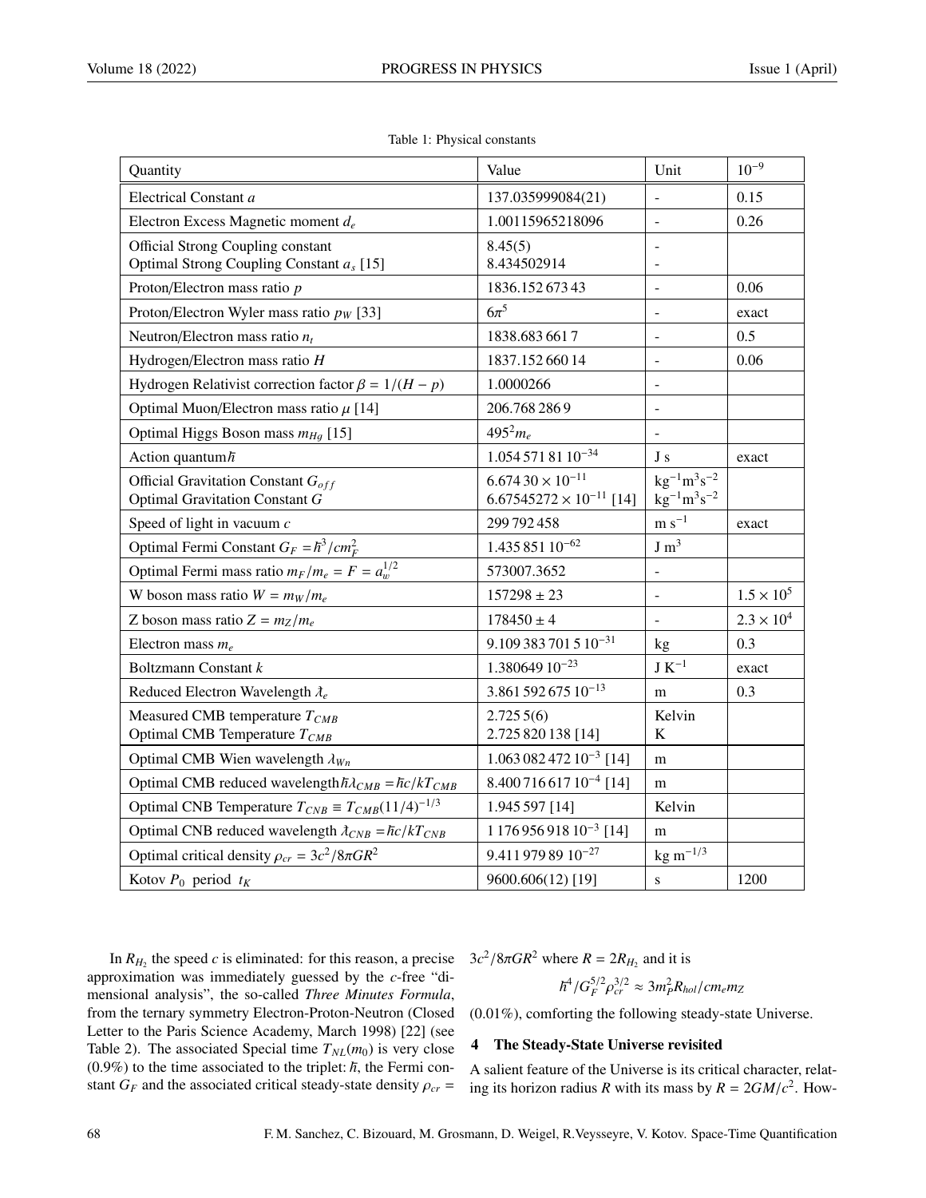Table 1: Physical constants

| Quantity | Value | Unit | $10^{-9}$ |
|---|---|---|---|
| Electrical Constant $a$ | 137.035999084(21) | - | 0.15 |
| Electron Excess Magnetic moment $d_e$ | 1.00115965218096 | - | 0.26 |
| Official Strong Coupling constant<br>Optimal Strong Coupling Constant $a_s$ [15] | 8.45(5)<br>8.434502914 | -<br>- | |
| Proton/Electron mass ratio $p$ | 1836.152 673 43 | - | 0.06 |
| Proton/Electron Wyler mass ratio $p_W$ [33] | $6\pi^5$ | - | exact |
| Neutron/Electron mass ratio $n_t$ | 1838.683 661 7 | - | 0.5 |
| Hydrogen/Electron mass ratio $H$ | 1837.152 660 14 | - | 0.06 |
| Hydrogen Relativist correction factor $\beta = 1/(H-p)$ | 1.0000266 | - | |
| Optimal Muon/Electron mass ratio $\mu$ [14] | 206.768 286 9 | - | |
| Optimal Higgs Boson mass $m_{Hg}$ [15] | $495^2 m_e$ | - | |
| Action quantum $\hbar$ | $1.054\,571\,81\,10^{-34}$ | J s | exact |
| Official Gravitation Constant $G_{off}$<br>Optimal Gravitation Constant $G$ | $6.674\,30\times10^{-11}$<br>$6.67545272\times10^{-11}$ [14] | $\mathrm{kg^{-1}m^3s^{-2}}$<br>$\mathrm{kg^{-1}m^3s^{-2}}$ | |
| Speed of light in vacuum $c$ | 299 792 458 | $\mathrm{m\,s^{-1}}$ | exact |
| Optimal Fermi Constant $G_F = \hbar^3/cm_F^2$ | $1.435\,851\,10^{-62}$ | $\mathrm{J\,m^3}$ | |
| Optimal Fermi mass ratio $m_F/m_e = F = a_w^{1/2}$ | 573007.3652 | - | |
| W boson mass ratio $W = m_W/m_e$ | $157298 \pm 23$ | - | $1.5\times10^5$ |
| Z boson mass ratio $Z = m_Z/m_e$ | $178450 \pm 4$ | - | $2.3\times10^4$ |
| Electron mass $m_e$ | $9.109\,383\,701\,5\,10^{-31}$ | kg | 0.3 |
| Boltzmann Constant $k$ | $1.380649\,10^{-23}$ | $\mathrm{J\,K^{-1}}$ | exact |
| Reduced Electron Wavelength $\bar{\lambda}_e$ | $3.861\,592\,675\,10^{-13}$ | m | 0.3 |
| Measured CMB temperature $T_{CMB}$<br>Optimal CMB Temperature $T_{CMB}$ | 2.725 5(6)<br>2.725 820 138 [14] | Kelvin<br>K | |
| Optimal CMB Wien wavelength $\lambda_{Wn}$ | $1.063\,082\,472\,10^{-3}$ [14] | m | |
| Optimal CMB reduced wavelength $\hbar\lambda_{CMB} = \hbar c/kT_{CMB}$ | $8.400\,716\,617\,10^{-4}$ [14] | m | |
| Optimal CNB Temperature $T_{CNB} \equiv T_{CMB}(11/4)^{-1/3}$ | 1.945 597 [14] | Kelvin | |
| Optimal CNB reduced wavelength $\bar{\lambda}_{CNB} = \hbar c/kT_{CNB}$ | $1\,176\,956\,918\,10^{-3}$ [14] | m | |
| Optimal critical density $\rho_{cr} = 3c^2/8\pi GR^2$ | $9.411\,979\,89\,10^{-27}$ | $\mathrm{kg\,m^{-1/3}}$ | |
| Kotov $P_0$ period $t_K$ | 9600.606(12) [19] | s | 1200 |

In $R_{H_2}$ the speed $c$ is eliminated: for this reason, a precise approximation was immediately guessed by the $c$-free "dimensional analysis", the so-called *Three Minutes Formula*, from the ternary symmetry Electron-Proton-Neutron (Closed Letter to the Paris Science Academy, March 1998) [22] (see Table 2). The associated Special time $T_{NL}(m_0)$ is very close (0.9%) to the time associated to the triplet: $\hbar$, the Fermi constant $G_F$ and the associated critical steady-state density $\rho_{cr} = 3c^2/8\pi GR^2$ where $R = 2R_{H_2}$ and it is

$$\hbar^4/G_F^{5/2}\rho_{cr}^{3/2} \approx 3m_P^2 R_{hol}/cm_e m_Z$$

(0.01%), comforting the following steady-state Universe.

## 4 The Steady-State Universe revisited

A salient feature of the Universe is its critical character, relating its horizon radius $R$ with its mass by $R = 2GM/c^2$. How-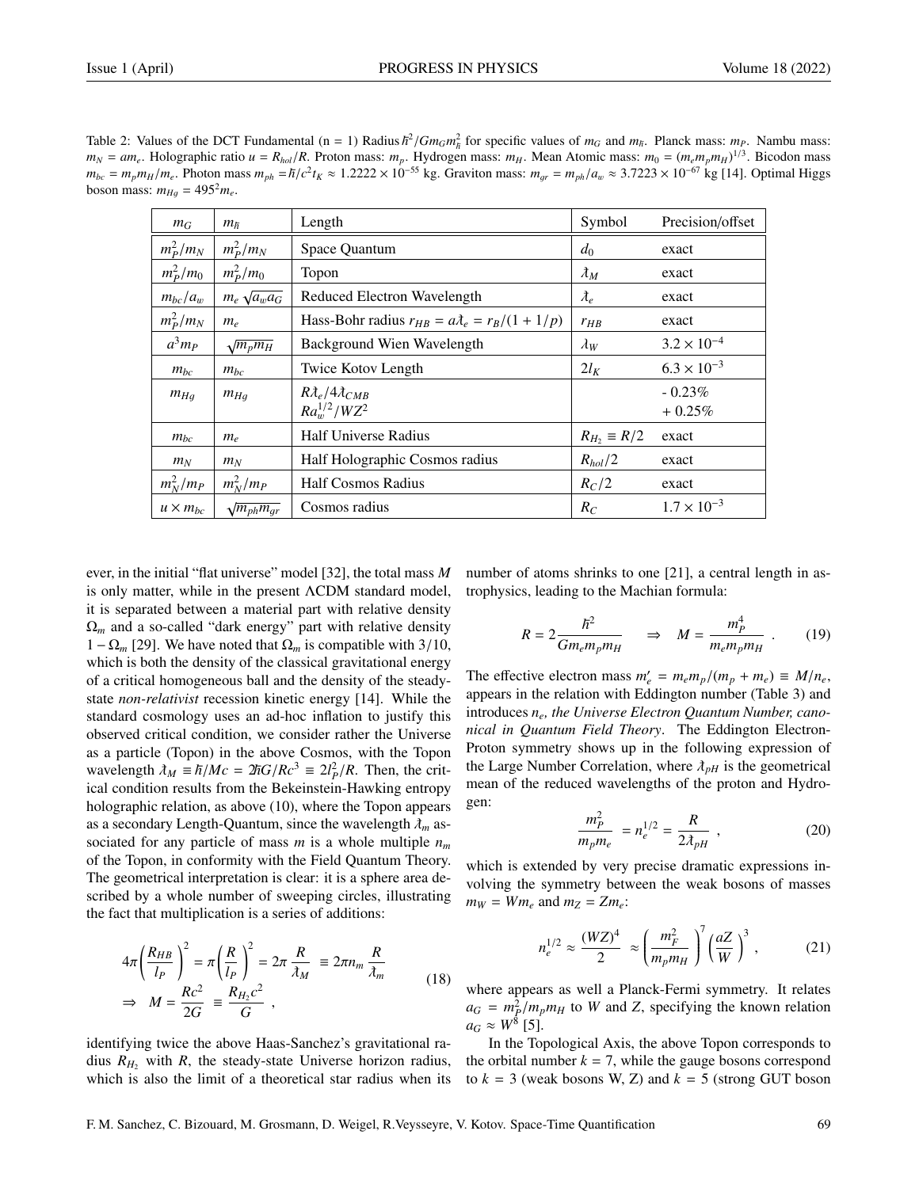Table 2: Values of the DCT Fundamental (n = 1) Radius $\hbar^2/Gm_Gm_\hbar^2$ for specific values of $m_G$ and $m_\hbar$. Planck mass: $m_P$. Nambu mass: $m_N = am_e$. Holographic ratio $u = R_{hol}/R$. Proton mass: $m_p$. Hydrogen mass: $m_H$. Mean Atomic mass: $m_0 = (m_e m_p m_H)^{1/3}$. Bicodon mass $m_{bc} = m_p m_H/m_e$. Photon mass $m_{ph} = \hbar/c^2 t_K \approx 1.2222 \times 10^{-55}$ kg. Graviton mass: $m_{gr} = m_{ph}/a_w \approx 3.7223 \times 10^{-67}$ kg [14]. Optimal Higgs boson mass: $m_{Hg} = 495^2 m_e$.

| $m_G$ | $m_\hbar$ | Length | Symbol | Precision/offset |
|---|---|---|---|---|
| $m_P^2/m_N$ | $m_P^2/m_N$ | Space Quantum | $d_0$ | exact |
| $m_P^2/m_0$ | $m_P^2/m_0$ | Topon | $\lambda\!\!\!^{-}_M$ | exact |
| $m_{bc}/a_w$ | $m_e\sqrt{a_w a_G}$ | Reduced Electron Wavelength | $\lambda\!\!\!^{-}_e$ | exact |
| $m_P^2/m_N$ | $m_e$ | Hass-Bohr radius $r_{HB} = a\lambda\!\!\!^{-}_e = r_B/(1+1/p)$ | $r_{HB}$ | exact |
| $a^3 m_P$ | $\sqrt{m_p m_H}$ | Background Wien Wavelength | $\lambda_W$ | $3.2 \times 10^{-4}$ |
| $m_{bc}$ | $m_{bc}$ | Twice Kotov Length | $2l_K$ | $6.3 \times 10^{-3}$ |
| $m_{Hg}$ | $m_{Hg}$ | $R\lambda\!\!\!^{-}_e/4\lambda\!\!\!^{-}_{CMB}$<br>$Ra_w^{1/2}/WZ^2$ | | - 0.23%<br>+ 0.25% |
| $m_{bc}$ | $m_e$ | Half Universe Radius | $R_{H_2} \equiv R/2$ | exact |
| $m_N$ | $m_N$ | Half Holographic Cosmos radius | $R_{hol}/2$ | exact |
| $m_N^2/m_P$ | $m_N^2/m_P$ | Half Cosmos Radius | $R_C/2$ | exact |
| $u \times m_{bc}$ | $\sqrt{m_{ph} m_{gr}}$ | Cosmos radius | $R_C$ | $1.7 \times 10^{-3}$ |

ever, in the initial "flat universe" model [32], the total mass $M$ is only matter, while in the present ΛCDM standard model, it is separated between a material part with relative density $\Omega_m$ and a so-called "dark energy" part with relative density $1-\Omega_m$ [29]. We have noted that $\Omega_m$ is compatible with $3/10$, which is both the density of the classical gravitational energy of a critical homogeneous ball and the density of the steady-state *non-relativist* recession kinetic energy [14]. While the standard cosmology uses an ad-hoc inflation to justify this observed critical condition, we consider rather the Universe as a particle (Topon) in the above Cosmos, with the Topon wavelength $\lambda\!\!\!^{-}_M \equiv \hbar/Mc = 2\hbar G/Rc^3 \equiv 2l_P^2/R$. Then, the critical condition results from the Bekeinstein-Hawking entropy holographic relation, as above (10), where the Topon appears as a secondary Length-Quantum, since the wavelength $\lambda\!\!\!^{-}_m$ associated for any particle of mass $m$ is a whole multiple $n_m$ of the Topon, in conformity with the Field Quantum Theory. The geometrical interpretation is clear: it is a sphere area described by a whole number of sweeping circles, illustrating the fact that multiplication is a series of additions:

$$4\pi\left(\frac{R_{HB}}{l_P}\right)^2 = \pi\left(\frac{R}{l_P}\right)^2 = 2\pi\,\frac{R}{\lambda\!\!\!^{-}_M} \equiv 2\pi n_m\,\frac{R}{\lambda\!\!\!^{-}_m}$$
$$\Rightarrow\quad M = \frac{Rc^2}{2G} \equiv \frac{R_{H_2}c^2}{G}\ , \tag{18}$$

identifying twice the above Haas-Sanchez's gravitational radius $R_{H_2}$ with $R$, the steady-state Universe horizon radius, which is also the limit of a theoretical star radius when its number of atoms shrinks to one [21], a central length in astrophysics, leading to the Machian formula:

$$R = 2\frac{\hbar^2}{Gm_e m_p m_H} \quad\Rightarrow\quad M = \frac{m_P^4}{m_e m_p m_H}\ . \tag{19}$$

The effective electron mass $m'_e = m_e m_p/(m_p + m_e) \equiv M/n_e$, appears in the relation with Eddington number (Table 3) and introduces $n_e$, *the Universe Electron Quantum Number, canonical in Quantum Field Theory*. The Eddington Electron-Proton symmetry shows up in the following expression of the Large Number Correlation, where $\lambda\!\!\!^{-}_{pH}$ is the geometrical mean of the reduced wavelengths of the proton and Hydrogen:

$$\frac{m_P^2}{m_p m_e} = n_e^{1/2} = \frac{R}{2\lambda\!\!\!^{-}_{pH}}\ , \tag{20}$$

which is extended by very precise dramatic expressions involving the symmetry between the weak bosons of masses $m_W = Wm_e$ and $m_Z = Zm_e$:

$$n_e^{1/2} \approx \frac{(WZ)^4}{2} \approx \left(\frac{m_F^2}{m_p m_H}\right)^7 \left(\frac{aZ}{W}\right)^3\ , \tag{21}$$

where appears as well a Planck-Fermi symmetry. It relates $a_G = m_P^2/m_p m_H$ to $W$ and $Z$, specifying the known relation $a_G \approx W^8$ [5].

In the Topological Axis, the above Topon corresponds to the orbital number $k = 7$, while the gauge bosons correspond to $k = 3$ (weak bosons W, Z) and $k = 5$ (strong GUT boson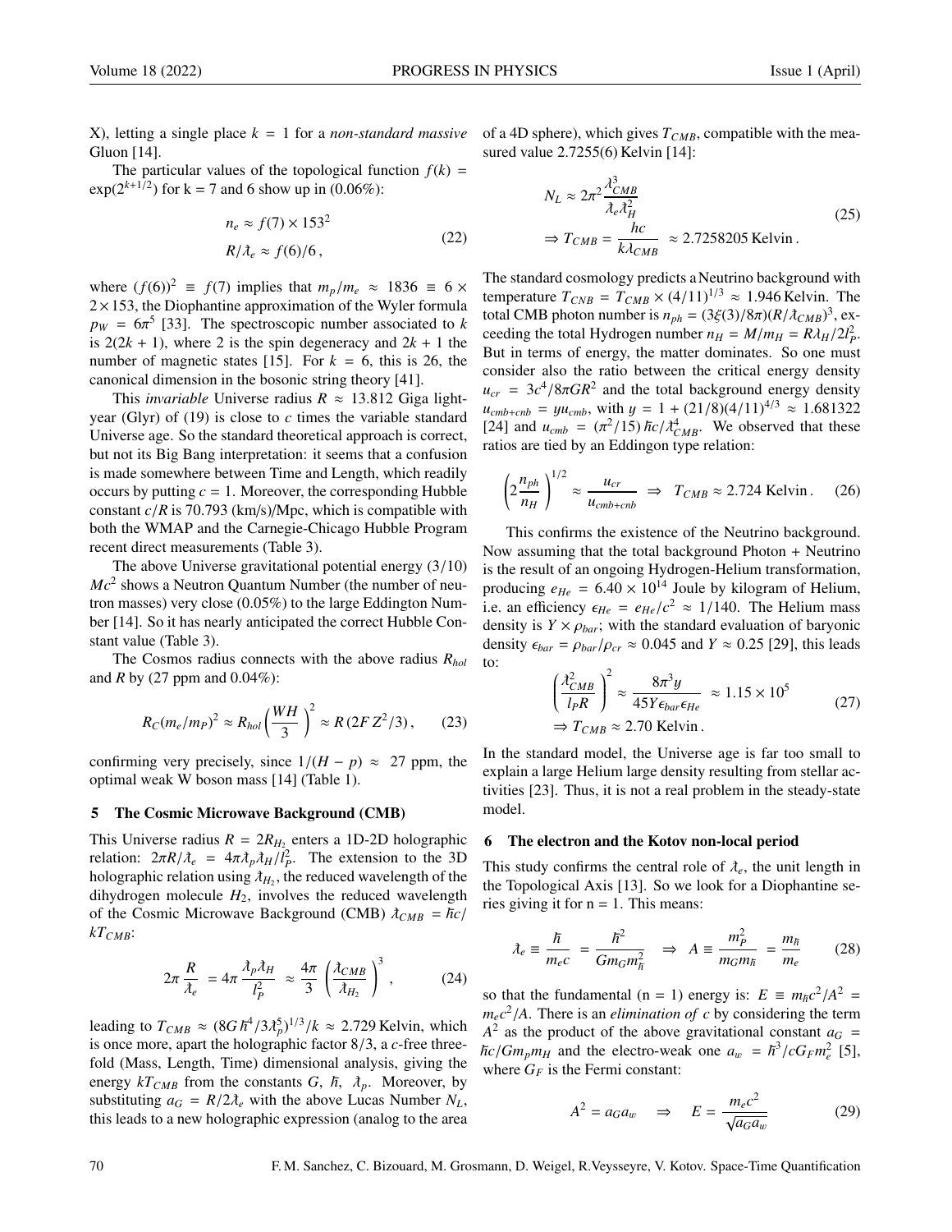X), letting a single place $k = 1$ for a *non-standard massive* Gluon [14].

The particular values of the topological function $f(k) = \exp(2^{k+1/2})$ for k = 7 and 6 show up in (0.06%):

$$
\begin{aligned}
n_e &\approx f(7) \times 153^2 \\
R/\lambda\!\!\!^{-}_e &\approx f(6)/6\,,
\end{aligned} \tag{22}
$$

where $(f(6))^2 \equiv f(7)$ implies that $m_p/m_e \approx 1836 \equiv 6 \times 2 \times 153$, the Diophantine approximation of the Wyler formula $p_W = 6\pi^5$ [33]. The spectroscopic number associated to $k$ is $2(2k + 1)$, where 2 is the spin degeneracy and $2k + 1$ the number of magnetic states [15]. For $k = 6$, this is 26, the canonical dimension in the bosonic string theory [41].

This *invariable* Universe radius $R \approx 13.812$ Giga light-year (Glyr) of (19) is close to $c$ times the variable standard Universe age. So the standard theoretical approach is correct, but not its Big Bang interpretation: it seems that a confusion is made somewhere between Time and Length, which readily occurs by putting $c = 1$. Moreover, the corresponding Hubble constant $c/R$ is 70.793 (km/s)/Mpc, which is compatible with both the WMAP and the Carnegie-Chicago Hubble Program recent direct measurements (Table 3).

The above Universe gravitational potential energy $(3/10)\,Mc^2$ shows a Neutron Quantum Number (the number of neutron masses) very close (0.05%) to the large Eddington Number [14]. So it has nearly anticipated the correct Hubble Constant value (Table 3).

The Cosmos radius connects with the above radius $R_{hol}$ and $R$ by (27 ppm and 0.04%):

$$
R_C (m_e/m_P)^2 \approx R_{hol} \left(\frac{WH}{3}\right)^2 \approx R\,(2F\,Z^2/3)\,, \tag{23}
$$

confirming very precisely, since $1/(H - p) \approx$ 27 ppm, the optimal weak W boson mass [14] (Table 1).

## 5 The Cosmic Microwave Background (CMB)

This Universe radius $R = 2R_{H_2}$ enters a 1D-2D holographic relation: $2\pi R/\lambda\!\!\!^{-}_e = 4\pi \lambda\!\!\!^{-}_p \lambda\!\!\!^{-}_H / l_P^2$. The extension to the 3D holographic relation using $\lambda\!\!\!^{-}_{H_2}$, the reduced wavelength of the dihydrogen molecule $H_2$, involves the reduced wavelength of the Cosmic Microwave Background (CMB) $\lambda\!\!\!^{-}_{CMB} = \hbar c/kT_{CMB}$:

$$
2\pi \frac{R}{\lambda\!\!\!^{-}_e} = 4\pi \frac{\lambda\!\!\!^{-}_p \lambda\!\!\!^{-}_H}{l_P^2} \approx \frac{4\pi}{3} \left(\frac{\lambda\!\!\!^{-}_{CMB}}{\lambda\!\!\!^{-}_{H_2}}\right)^3, \tag{24}
$$

leading to $T_{CMB} \approx (8G\hbar^4/3\lambda\!\!\!^{-}_p{}^5)^{1/3}/k \approx 2.729$ Kelvin, which is once more, apart the holographic factor 8/3, a $c$-free threefold (Mass, Length, Time) dimensional analysis, giving the energy $kT_{CMB}$ from the constants $G$, $\hbar$, $\lambda\!\!\!^{-}_p$. Moreover, by substituting $a_G = R/2\lambda\!\!\!^{-}_e$ with the above Lucas Number $N_L$, this leads to a new holographic expression (analog to the area of a 4D sphere), which gives $T_{CMB}$, compatible with the measured value 2.7255(6) Kelvin [14]:

$$
\begin{aligned}
N_L &\approx 2\pi^2 \frac{\lambda\!\!\!^{-}_{CMB}{}^3}{\lambda\!\!\!^{-}_e \lambda\!\!\!^{-}_H{}^2} \\
\Rightarrow T_{CMB} &= \frac{hc}{k\lambda_{CMB}} \approx 2.7258205 \text{ Kelvin}\,.
\end{aligned} \tag{25}
$$

The standard cosmology predicts a Neutrino background with temperature $T_{CNB} = T_{CMB} \times (4/11)^{1/3} \approx 1.946$ Kelvin. The total CMB photon number is $n_{ph} = (3\xi(3)/8\pi)(R/\lambda\!\!\!^{-}_{CMB})^3$, exceeding the total Hydrogen number $n_H = M/m_H = R\lambda\!\!\!^{-}_H/2l_P^2$. But in terms of energy, the matter dominates. So one must consider also the ratio between the critical energy density $u_{cr} = 3c^4/8\pi GR^2$ and the total background energy density $u_{cmb+cnb} = y u_{cmb}$, with $y = 1 + (21/8)(4/11)^{4/3} \approx 1.681322$ [24] and $u_{cmb} = (\pi^2/15)\,\hbar c/\lambda\!\!\!^{-}_{CMB}{}^4$. We observed that these ratios are tied by an Eddingon type relation:

$$
\left(2\frac{n_{ph}}{n_H}\right)^{1/2} \approx \frac{u_{cr}}{u_{cmb+cnb}} \;\Rightarrow\; T_{CMB} \approx 2.724 \text{ Kelvin}\,. \tag{26}
$$

This confirms the existence of the Neutrino background. Now assuming that the total background Photon + Neutrino is the result of an ongoing Hydrogen-Helium transformation, producing $e_{He} = 6.40 \times 10^{14}$ Joule by kilogram of Helium, i.e. an efficiency $\epsilon_{He} = e_{He}/c^2 \approx 1/140$. The Helium mass density is $Y \times \rho_{bar}$; with the standard evaluation of baryonic density $\epsilon_{bar} = \rho_{bar}/\rho_{cr} \approx 0.045$ and $Y \approx 0.25$ [29], this leads to:

$$
\begin{aligned}
&\left(\frac{\lambda\!\!\!^{-}_{CMB}{}^2}{l_P R}\right)^2 \approx \frac{8\pi^3 y}{45 Y \epsilon_{bar} \epsilon_{He}} \approx 1.15 \times 10^5 \\
&\Rightarrow T_{CMB} \approx 2.70 \text{ Kelvin}\,.
\end{aligned} \tag{27}
$$

In the standard model, the Universe age is far too small to explain a large Helium large density resulting from stellar activities [23]. Thus, it is not a real problem in the steady-state model.

## 6 The electron and the Kotov non-local period

This study confirms the central role of $\lambda\!\!\!^{-}_e$, the unit length in the Topological Axis [13]. So we look for a Diophantine series giving it for n = 1. This means:

$$
\lambda\!\!\!^{-}_e \equiv \frac{\hbar}{m_e c} = \frac{\hbar^2}{G m_G m_{\hbar}^2} \;\Rightarrow\; A \equiv \frac{m_P^2}{m_G m_{\hbar}} = \frac{m_{\hbar}}{m_e} \tag{28}
$$

so that the fundamental (n = 1) energy is: $E \equiv m_{\hbar}c^2/A^2 = m_e c^2/A$. There is an *elimination of c* by considering the term $A^2$ as the product of the above gravitational constant $a_G = \hbar c/G m_p m_H$ and the electro-weak one $a_w = \hbar^3/c G_F m_e^2$ [5], where $G_F$ is the Fermi constant:

$$
A^2 = a_G a_w \quad\Rightarrow\quad E = \frac{m_e c^2}{\sqrt{a_G a_w}} \tag{29}
$$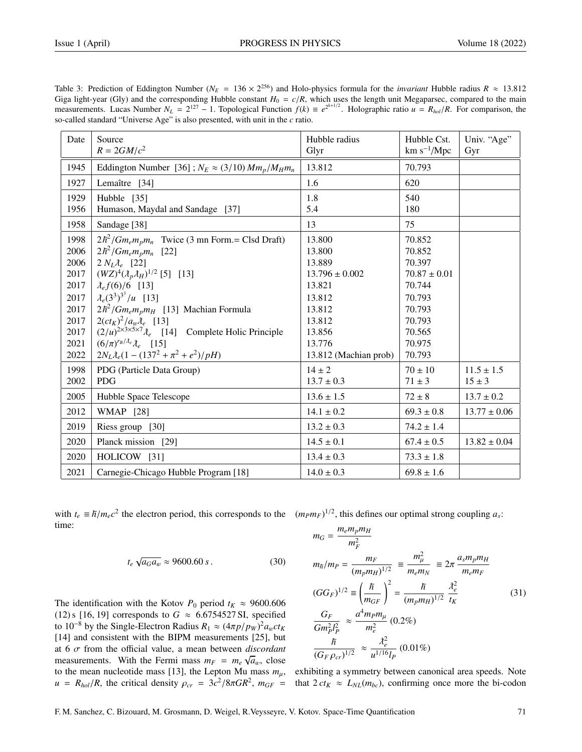Table 3: Prediction of Eddington Number ($N_E = 136 \times 2^{256}$) and Holo-physics formula for the *invariant* Hubble radius $R \approx 13.812$ Giga light-year (Gly) and the corresponding Hubble constant $H_0 = c/R$, which uses the length unit Megaparsec, compared to the main measurements. Lucas Number $N_L = 2^{127} - 1$. Topological Function $f(k) \equiv e^{2^{k+1/2}}$. Holographic ratio $u = R_{hol}/R$. For comparison, the so-called standard "Universe Age" is also presented, with unit in the $c$ ratio.

| Date | Source<br>$R = 2GM/c^2$ | Hubble radius<br>Glyr | Hubble Cst.<br>km s$^{-1}$/Mpc | Univ. "Age"<br>Gyr |
|---|---|---|---|---|
| 1945 | Eddington Number [36] ; $N_E \approx (3/10)\, Mm_p/M_H m_n$ | 13.812 | 70.793 | |
| 1927 | Lemaître [34] | 1.6 | 620 | |
| 1929<br>1956 | Hubble [35]<br>Humason, Maydal and Sandage [37] | 1.8<br>5.4 | 540<br>180 | |
| 1958 | Sandage [38] | 13 | 75 | |
| 1998<br>2006<br>2006<br>2017<br>2017<br>2017<br>2017<br>2017<br>2017<br>2021<br>2022 | $2\hbar^2/Gm_e m_p m_n$ Twice (3 mn Form.= Clsd Draft)<br>$2\hbar^2/Gm_e m_p m_n$ [22]<br>$2\, N_L \lambda_e$ [22]<br>$(WZ)^4(\lambda_p \lambda_H)^{1/2}$ [5] [13]<br>$\lambda_e f(6)/6$ [13]<br>$\lambda_e (3^3)^{3^3}/u$ [13]<br>$2\hbar^2/Gm_e m_p m_H$ [13] Machian Formula<br>$2(ct_K)^2/a_w \lambda_e$ [13]<br>$(2/u)^{2\times3\times5\times7}\lambda_e$ [14] Complete Holic Principle<br>$(6/\pi)^{r_B/\lambda_e}\lambda_e$ [15]<br>$2N_L \lambda_e (1 - (137^2 + \pi^2 + e^2)/pH)$ | 13.800<br>13.800<br>13.889<br>$13.796 \pm 0.002$<br>13.821<br>13.812<br>13.812<br>13.812<br>13.856<br>13.776<br>13.812 (Machian prob) | 70.852<br>70.852<br>70.397<br>$70.87 \pm 0.01$<br>70.744<br>70.793<br>70.793<br>70.793<br>70.565<br>70.975<br>70.793 | |
| 1998<br>2002 | PDG (Particle Data Group)<br>PDG | $14 \pm 2$<br>$13.7 \pm 0.3$ | $70 \pm 10$<br>$71 \pm 3$ | $11.5 \pm 1.5$<br>$15 \pm 3$ |
| 2005 | Hubble Space Telescope | $13.6 \pm 1.5$ | $72 \pm 8$ | $13.7 \pm 0.2$ |
| 2012 | WMAP [28] | $14.1 \pm 0.2$ | $69.3 \pm 0.8$ | $13.77 \pm 0.06$ |
| 2019 | Riess group [30] | $13.2 \pm 0.3$ | $74.2 \pm 1.4$ | |
| 2020 | Planck mission [29] | $14.5 \pm 0.1$ | $67.4 \pm 0.5$ | $13.82 \pm 0.04$ |
| 2020 | HOLICOW [31] | $13.4 \pm 0.3$ | $73.3 \pm 1.8$ | |
| 2021 | Carnegie-Chicago Hubble Program [18] | $14.0 \pm 0.3$ | $69.8 \pm 1.6$ | |

with $t_e \equiv \hbar/m_e c^2$ the electron period, this corresponds to the time:

$$t_e \sqrt{a_G a_w} \approx 9600.60\, s\,. \tag{30}$$

The identification with the Kotov $P_0$ period $t_K \approx 9600.606$ (12) s [16, 19] corresponds to $G \approx 6.6754527$ SI, specified to $10^{-8}$ by the Single-Electron Radius $R_1 \approx (4\pi p/p_W)^2 a_w c t_K$ [14] and consistent with the BIPM measurements [25], but at 6 $\sigma$ from the official value, a mean between *discordant* measurements. With the Fermi mass $m_F = m_e\sqrt{a_w}$, close to the mean nucleotide mass [13], the Lepton Mu mass $m_\mu$, $u = R_{hol}/R$, the critical density $\rho_{cr} = 3c^2/8\pi G R^2$, $m_{GF} = (m_P m_F)^{1/2}$, this defines our optimal strong coupling $a_s$:

$$
\begin{aligned}
m_G &= \frac{m_e m_p m_H}{m_F^2} \\
m_\hbar/m_P &= \frac{m_F}{(m_p m_H)^{1/2}} \equiv \frac{m_\mu^2}{m_e m_N} \equiv 2\pi\,\frac{a_s m_p m_H}{m_e m_F} \\
(G G_F)^{1/2} &\equiv \left(\frac{\hbar}{m_{GF}}\right)^2 = \frac{\hbar}{(m_p m_H)^{1/2}}\,\frac{\lambda_e^2}{t_K} \\
\frac{G_F}{G m_P^2 l_P^2} &\approx \frac{a^4 m_P m_\mu}{m_e^2}\ (0.2\%) \\
\frac{\hbar}{(G_F\, \rho_{cr})^{1/2}} &\approx \frac{\lambda_e^2}{u^{1/16} l_P}\ (0.01\%)
\end{aligned}
\tag{31}
$$

exhibiting a symmetry between canonical area speeds. Note that $2\, c t_K \approx L_{NL}(m_{bc})$, confirming once more the bi-codon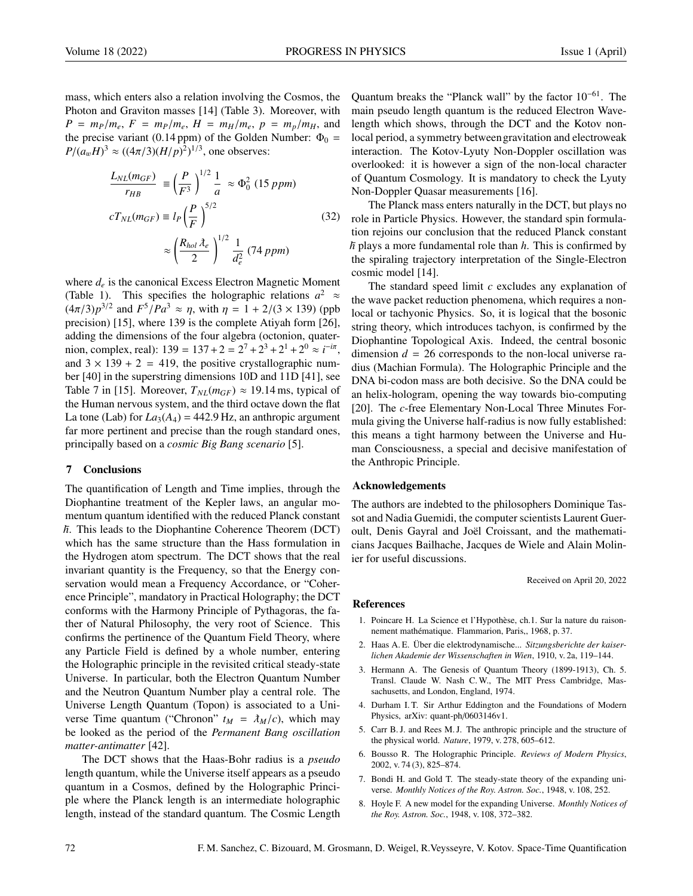mass, which enters also a relation involving the Cosmos, the Photon and Graviton masses [14] (Table 3). Moreover, with $P = m_P/m_e$, $F = m_P/m_e$, $H = m_H/m_e$, $p = m_p/m_H$, and the precise variant (0.14 ppm) of the Golden Number: $\Phi_0 = P/(a_w H)^3 \approx ((4\pi/3)(H/p)^2)^{1/3}$, one observes:

$$
\begin{aligned}
\frac{L_{NL}(m_{GF})}{r_{HB}} &\equiv \left(\frac{P}{F^3}\right)^{1/2} \frac{1}{a} \approx \Phi_0^2 \ (15\ ppm) \\
cT_{NL}(m_{GF}) &\equiv l_P \left(\frac{P}{F}\right)^{5/2} \\
&\approx \left(\frac{R_{hol}\, \lambda\!\!\!^{-}_e}{2}\right)^{1/2} \frac{1}{d_e^2} \ (74\ ppm)
\end{aligned}
\tag{32}
$$

where $d_e$ is the canonical Excess Electron Magnetic Moment (Table 1). This specifies the holographic relations $a^2 \approx (4\pi/3)p^{3/2}$ and $F^5/Pa^3 \approx \eta$, with $\eta = 1 + 2/(3 \times 139)$ (ppb precision) [15], where 139 is the complete Atiyah form [26], adding the dimensions of the four algebra (octonion, quaternion, complex, real): $139 = 137 + 2 = 2^7 + 2^3 + 2^1 + 2^0 \approx i^{-i\pi}$, and $3 \times 139 + 2 = 419$, the positive crystallographic number [40] in the superstring dimensions 10D and 11D [41], see Table 7 in [15]. Moreover, $T_{NL}(m_{GF}) \approx 19.14$ ms, typical of the Human nervous system, and the third octave down the flat La tone (Lab) for $La_3(A_4) = 442.9$ Hz, an anthropic argument far more pertinent and precise than the rough standard ones, principally based on a *cosmic Big Bang scenario* [5].

## 7 Conclusions

The quantification of Length and Time implies, through the Diophantine treatment of the Kepler laws, an angular momentum quantum identified with the reduced Planck constant $\hbar$. This leads to the Diophantine Coherence Theorem (DCT) which has the same structure than the Hass formulation in the Hydrogen atom spectrum. The DCT shows that the real invariant quantity is the Frequency, so that the Energy conservation would mean a Frequency Accordance, or "Coherence Principle", mandatory in Practical Holography; the DCT conforms with the Harmony Principle of Pythagoras, the father of Natural Philosophy, the very root of Science. This confirms the pertinence of the Quantum Field Theory, where any Particle Field is defined by a whole number, entering the Holographic principle in the revisited critical steady-state Universe. In particular, both the Electron Quantum Number and the Neutron Quantum Number play a central role. The Universe Length Quantum (Topon) is associated to a Universe Time quantum ("Chronon" $t_M = \lambda\!\!\!^{-}_M/c$), which may be looked as the period of the *Permanent Bang oscillation matter-antimatter* [42].

The DCT shows that the Haas-Bohr radius is a *pseudo* length quantum, while the Universe itself appears as a pseudo quantum in a Cosmos, defined by the Holographic Principle where the Planck length is an intermediate holographic length, instead of the standard quantum. The Cosmic Length Quantum breaks the "Planck wall" by the factor $10^{-61}$. The main pseudo length quantum is the reduced Electron Wavelength which shows, through the DCT and the Kotov nonlocal period, a symmetry between gravitation and electroweak interaction. The Kotov-Lyuty Non-Doppler oscillation was overlooked: it is however a sign of the non-local character of Quantum Cosmology. It is mandatory to check the Lyuty Non-Doppler Quasar measurements [16].

The Planck mass enters naturally in the DCT, but plays no role in Particle Physics. However, the standard spin formulation rejoins our conclusion that the reduced Planck constant $\hbar$ plays a more fundamental role than $h$. This is confirmed by the spiraling trajectory interpretation of the Single-Electron cosmic model [14].

The standard speed limit $c$ excludes any explanation of the wave packet reduction phenomena, which requires a nonlocal or tachyonic Physics. So, it is logical that the bosonic string theory, which introduces tachyon, is confirmed by the Diophantine Topological Axis. Indeed, the central bosonic dimension $d = 26$ corresponds to the non-local universe radius (Machian Formula). The Holographic Principle and the DNA bi-codon mass are both decisive. So the DNA could be an helix-hologram, opening the way towards bio-computing [20]. The $c$-free Elementary Non-Local Three Minutes Formula giving the Universe half-radius is now fully established: this means a tight harmony between the Universe and Human Consciousness, a special and decisive manifestation of the Anthropic Principle.

### Acknowledgements

The authors are indebted to the philosophers Dominique Tassot and Nadia Guemidi, the computer scientists Laurent Gueroult, Denis Gayral and Joël Croissant, and the mathematicians Jacques Bailhache, Jacques de Wiele and Alain Molinier for useful discussions.

Received on April 20, 2022

### References

1. Poincare H. La Science et l'Hypothèse, ch.1. Sur la nature du raisonnement mathématique. Flammarion, Paris,, 1968, p. 37.
2. Haas A. E. Über die elektrodynamische... *Sitzungsberichte der kaiserlichen Akademie der Wissenschaften in Wien*, 1910, v. 2a, 119–144.
3. Hermann A. The Genesis of Quantum Theory (1899-1913), Ch. 5. Transl. Claude W. Nash C. W., The MIT Press Cambridge, Massachusetts, and London, England, 1974.
4. Durham I. T. Sir Arthur Eddington and the Foundations of Modern Physics, arXiv: quant-ph/0603146v1.
5. Carr B. J. and Rees M. J. The anthropic principle and the structure of the physical world. *Nature*, 1979, v. 278, 605–612.
6. Bousso R. The Holographic Principle. *Reviews of Modern Physics*, 2002, v. 74 (3), 825–874.
7. Bondi H. and Gold T. The steady-state theory of the expanding universe. *Monthly Notices of the Roy. Astron. Soc.*, 1948, v. 108, 252.
8. Hoyle F. A new model for the expanding Universe. *Monthly Notices of the Roy. Astron. Soc.*, 1948, v. 108, 372–382.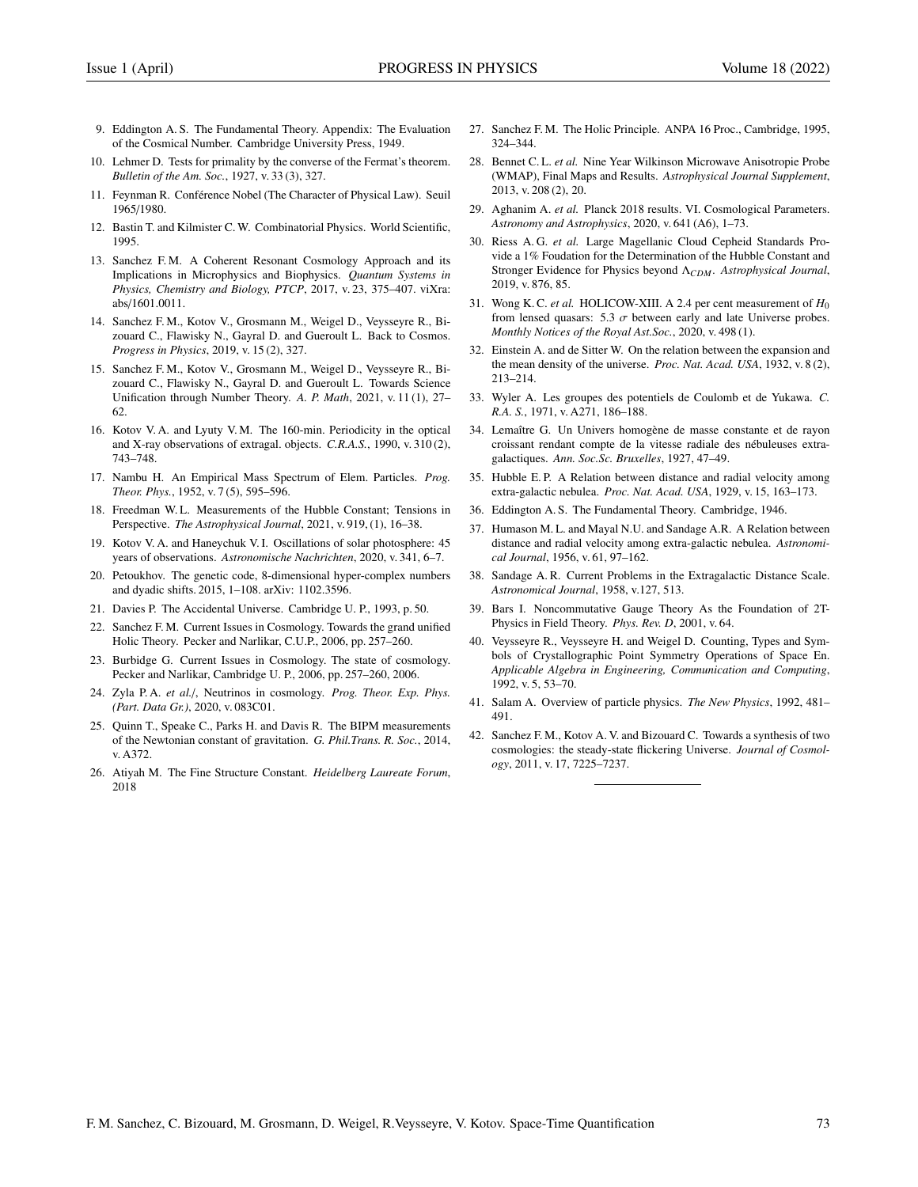9. Eddington A. S. The Fundamental Theory. Appendix: The Evaluation of the Cosmical Number. Cambridge University Press, 1949.
10. Lehmer D. Tests for primality by the converse of the Fermat's theorem. *Bulletin of the Am. Soc.*, 1927, v. 33 (3), 327.
11. Feynman R. Conférence Nobel (The Character of Physical Law). Seuil 1965/1980.
12. Bastin T. and Kilmister C. W. Combinatorial Physics. World Scientific, 1995.
13. Sanchez F. M. A Coherent Resonant Cosmology Approach and its Implications in Microphysics and Biophysics. *Quantum Systems in Physics, Chemistry and Biology, PTCP*, 2017, v. 23, 375–407. viXra: abs/1601.0011.
14. Sanchez F. M., Kotov V., Grosmann M., Weigel D., Veysseyre R., Bizouard C., Flawisky N., Gayral D. and Gueroult L. Back to Cosmos. *Progress in Physics*, 2019, v. 15 (2), 327.
15. Sanchez F. M., Kotov V., Grosmann M., Weigel D., Veysseyre R., Bizouard C., Flawisky N., Gayral D. and Gueroult L. Towards Science Unification through Number Theory. *A. P. Math*, 2021, v. 11 (1), 27–62.
16. Kotov V. A. and Lyuty V. M. The 160-min. Periodicity in the optical and X-ray observations of extragal. objects. *C.R.A.S.*, 1990, v. 310 (2), 743–748.
17. Nambu H. An Empirical Mass Spectrum of Elem. Particles. *Prog. Theor. Phys.*, 1952, v. 7 (5), 595–596.
18. Freedman W. L. Measurements of the Hubble Constant; Tensions in Perspective. *The Astrophysical Journal*, 2021, v. 919, (1), 16–38.
19. Kotov V. A. and Haneychuk V. I. Oscillations of solar photosphere: 45 years of observations. *Astronomische Nachrichten*, 2020, v. 341, 6–7.
20. Petoukhov. The genetic code, 8-dimensional hyper-complex numbers and dyadic shifts. 2015, 1–108. arXiv: 1102.3596.
21. Davies P. The Accidental Universe. Cambridge U. P., 1993, p. 50.
22. Sanchez F. M. Current Issues in Cosmology. Towards the grand unified Holic Theory. Pecker and Narlikar, C.U.P., 2006, pp. 257–260.
23. Burbidge G. Current Issues in Cosmology. The state of cosmology. Pecker and Narlikar, Cambridge U. P., 2006, pp. 257–260, 2006.
24. Zyla P. A. *et al.*/, Neutrinos in cosmology. *Prog. Theor. Exp. Phys. (Part. Data Gr.)*, 2020, v. 083C01.
25. Quinn T., Speake C., Parks H. and Davis R. The BIPM measurements of the Newtonian constant of gravitation. *G. Phil.Trans. R. Soc.*, 2014, v. A372.
26. Atiyah M. The Fine Structure Constant. *Heidelberg Laureate Forum*, 2018
27. Sanchez F. M. The Holic Principle. ANPA 16 Proc., Cambridge, 1995, 324–344.
28. Bennet C. L. *et al.* Nine Year Wilkinson Microwave Anisotropie Probe (WMAP), Final Maps and Results. *Astrophysical Journal Supplement*, 2013, v. 208 (2), 20.
29. Aghanim A. *et al.* Planck 2018 results. VI. Cosmological Parameters. *Astronomy and Astrophysics*, 2020, v. 641 (A6), 1–73.
30. Riess A. G. *et al.* Large Magellanic Cloud Cepheid Standards Provide a 1% Foudation for the Determination of the Hubble Constant and Stronger Evidence for Physics beyond $\Lambda_{CDM}$. *Astrophysical Journal*, 2019, v. 876, 85.
31. Wong K. C. *et al.* HOLICOW-XIII. A 2.4 per cent measurement of $H_0$ from lensed quasars: 5.3 $\sigma$ between early and late Universe probes. *Monthly Notices of the Royal Ast.Soc.*, 2020, v. 498 (1).
32. Einstein A. and de Sitter W. On the relation between the expansion and the mean density of the universe. *Proc. Nat. Acad. USA*, 1932, v. 8 (2), 213–214.
33. Wyler A. Les groupes des potentiels de Coulomb et de Yukawa. *C. R.A. S.*, 1971, v. A271, 186–188.
34. Lemaître G. Un Univers homogène de masse constante et de rayon croissant rendant compte de la vitesse radiale des nébuleuses extra-galactiques. *Ann. Soc.Sc. Bruxelles*, 1927, 47–49.
35. Hubble E. P. A Relation between distance and radial velocity among extra-galactic nebulea. *Proc. Nat. Acad. USA*, 1929, v. 15, 163–173.
36. Eddington A. S. The Fundamental Theory. Cambridge, 1946.
37. Humason M. L. and Mayal N.U. and Sandage A.R. A Relation between distance and radial velocity among extra-galactic nebulea. *Astronomical Journal*, 1956, v. 61, 97–162.
38. Sandage A. R. Current Problems in the Extragalactic Distance Scale. *Astronomical Journal*, 1958, v.127, 513.
39. Bars I. Noncommutative Gauge Theory As the Foundation of 2T-Physics in Field Theory. *Phys. Rev. D*, 2001, v. 64.
40. Veysseyre R., Veysseyre H. and Weigel D. Counting, Types and Symbols of Crystallographic Point Symmetry Operations of Space En. *Applicable Algebra in Engineering, Communication and Computing*, 1992, v. 5, 53–70.
41. Salam A. Overview of particle physics. *The New Physics*, 1992, 481–491.
42. Sanchez F. M., Kotov A. V. and Bizouard C. Towards a synthesis of two cosmologies: the steady-state flickering Universe. *Journal of Cosmology*, 2011, v. 17, 7225–7237.